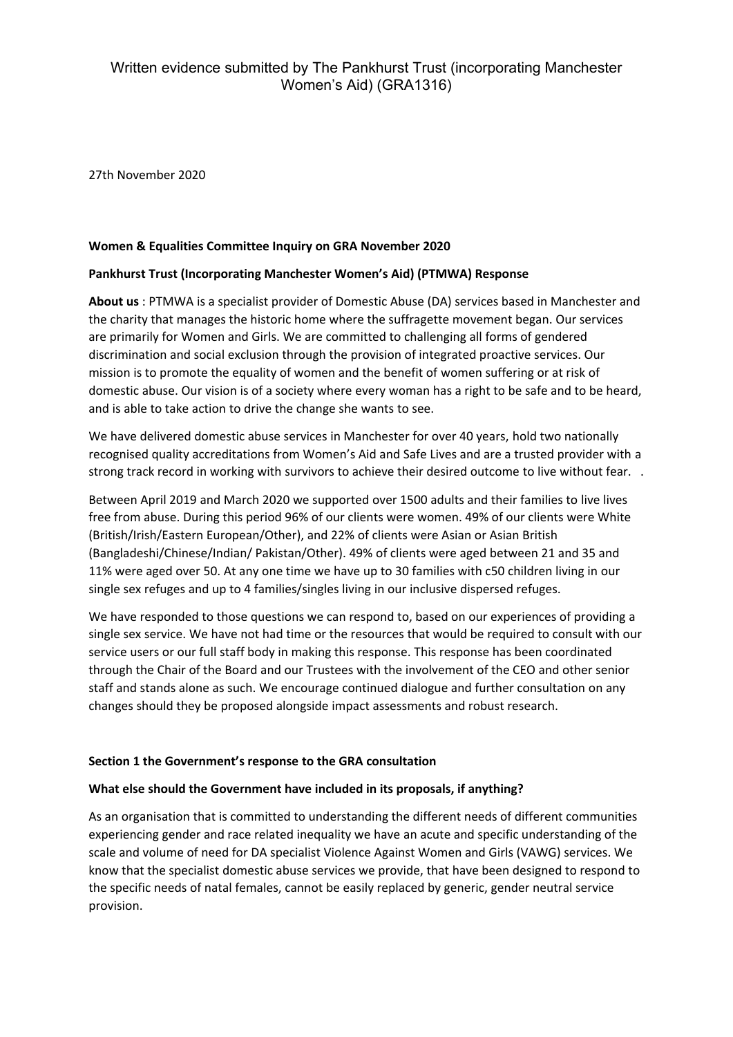# Written evidence submitted by The Pankhurst Trust (incorporating Manchester Women's Aid) (GRA1316)

27th November 2020

**Women & Equalities Committee Inquiry on GRA November 2020**

**Pankhurst Trust (Incorporating Manchester Women's Aid) (PTMWA) Response**

**About us** : PTMWA is a specialist provider of Domestic Abuse (DA) services based in Manchester and the charity that manages the historic home where the suffragette movement began. Our services are primarily for Women and Girls. We are committed to challenging all forms of gendered discrimination and social exclusion through the provision of integrated proactive services. Our mission is to promote the equality of women and the benefit of women suffering or at risk of domestic abuse. Our vision is of a society where every woman has a right to be safe and to be heard, and is able to take action to drive the change she wants to see.

We have delivered domestic abuse services in Manchester for over 40 years, hold two nationally recognised quality accreditations from Women's Aid and Safe Lives and are a trusted provider with a strong track record in working with survivors to achieve their desired outcome to live without fear. .

Between April 2019 and March 2020 we supported over 1500 adults and their families to live lives free from abuse. During this period 96% of our clients were women. 49% of our clients were White (British/Irish/Eastern European/Other), and 22% of clients were Asian or Asian British (Bangladeshi/Chinese/Indian/ Pakistan/Other). 49% of clients were aged between 21 and 35 and 11% were aged over 50. At any one time we have up to 30 families with c50 children living in our single sex refuges and up to 4 families/singles living in our inclusive dispersed refuges.

We have responded to those questions we can respond to, based on our experiences of providing a single sex service. We have not had time or the resources that would be required to consult with our service users or our full staff body in making this response. This response has been coordinated through the Chair of the Board and our Trustees with the involvement of the CEO and other senior staff and stands alone as such. We encourage continued dialogue and further consultation on any changes should they be proposed alongside impact assessments and robust research.

**Section 1 the Government's response to the GRA consultation**

**What else should the Government have included in its proposals, if anything?**

As an organisation that is committed to understanding the different needs of different communities experiencing gender and race related inequality we have an acute and specific understanding of the scale and volume of need for DA specialist Violence Against Women and Girls (VAWG) services. We know that the specialist domestic abuse services we provide, that have been designed to respond to the specific needs of natal females, cannot be easily replaced by generic, gender neutral service provision.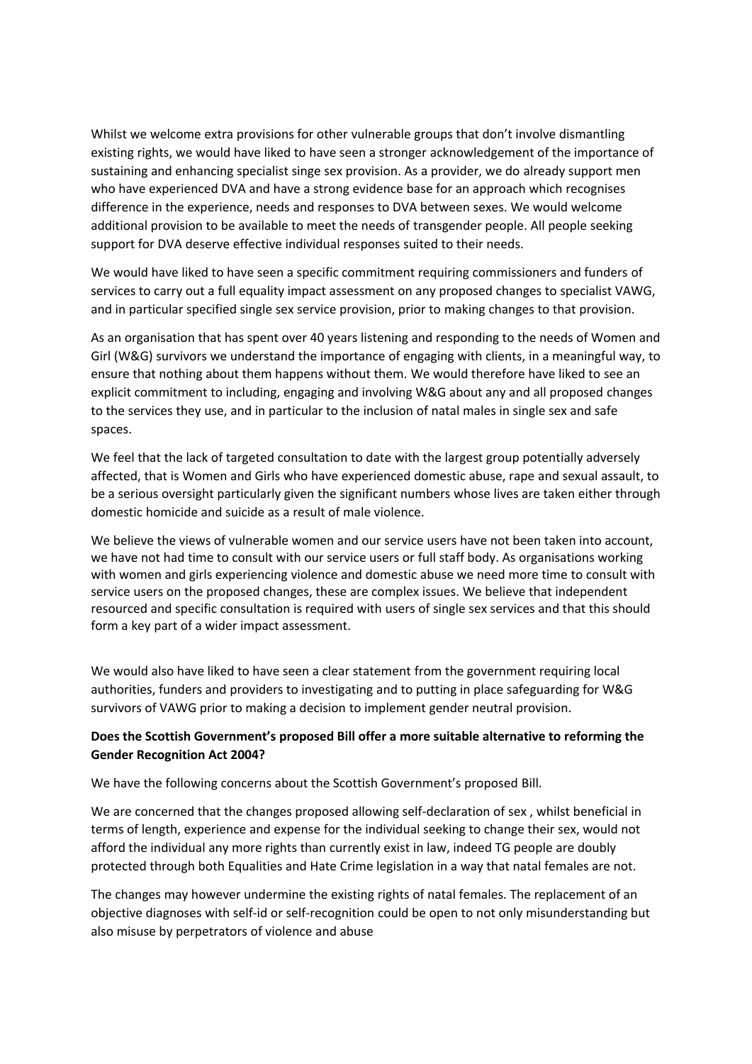Whilst we welcome extra provisions for other vulnerable groups that don't involve dismantling existing rights, we would have liked to have seen a stronger acknowledgement of the importance of sustaining and enhancing specialist singe sex provision. As a provider, we do already support men who have experienced DVA and have a strong evidence base for an approach which recognises difference in the experience, needs and responses to DVA between sexes. We would welcome additional provision to be available to meet the needs of transgender people. All people seeking support for DVA deserve effective individual responses suited to their needs.

We would have liked to have seen a specific commitment requiring commissioners and funders of services to carry out a full equality impact assessment on any proposed changes to specialist VAWG, and in particular specified single sex service provision, prior to making changes to that provision.

As an organisation that has spent over 40 years listening and responding to the needs of Women and Girl (W&G) survivors we understand the importance of engaging with clients, in a meaningful way, to ensure that nothing about them happens without them. We would therefore have liked to see an explicit commitment to including, engaging and involving W&G about any and all proposed changes to the services they use, and in particular to the inclusion of natal males in single sex and safe spaces.

We feel that the lack of targeted consultation to date with the largest group potentially adversely affected, that is Women and Girls who have experienced domestic abuse, rape and sexual assault, to be a serious oversight particularly given the significant numbers whose lives are taken either through domestic homicide and suicide as a result of male violence.

We believe the views of vulnerable women and our service users have not been taken into account, we have not had time to consult with our service users or full staff body. As organisations working with women and girls experiencing violence and domestic abuse we need more time to consult with service users on the proposed changes, these are complex issues. We believe that independent resourced and specific consultation is required with users of single sex services and that this should form a key part of a wider impact assessment.

We would also have liked to have seen a clear statement from the government requiring local authorities, funders and providers to investigating and to putting in place safeguarding for W&G survivors of VAWG prior to making a decision to implement gender neutral provision.

**Does the Scottish Government's proposed Bill offer a more suitable alternative to reforming the Gender Recognition Act 2004?**

We have the following concerns about the Scottish Government's proposed Bill.

We are concerned that the changes proposed allowing self-declaration of sex , whilst beneficial in terms of length, experience and expense for the individual seeking to change their sex, would not afford the individual any more rights than currently exist in law, indeed TG people are doubly protected through both Equalities and Hate Crime legislation in a way that natal females are not.

The changes may however undermine the existing rights of natal females. The replacement of an objective diagnoses with self-id or self-recognition could be open to not only misunderstanding but also misuse by perpetrators of violence and abuse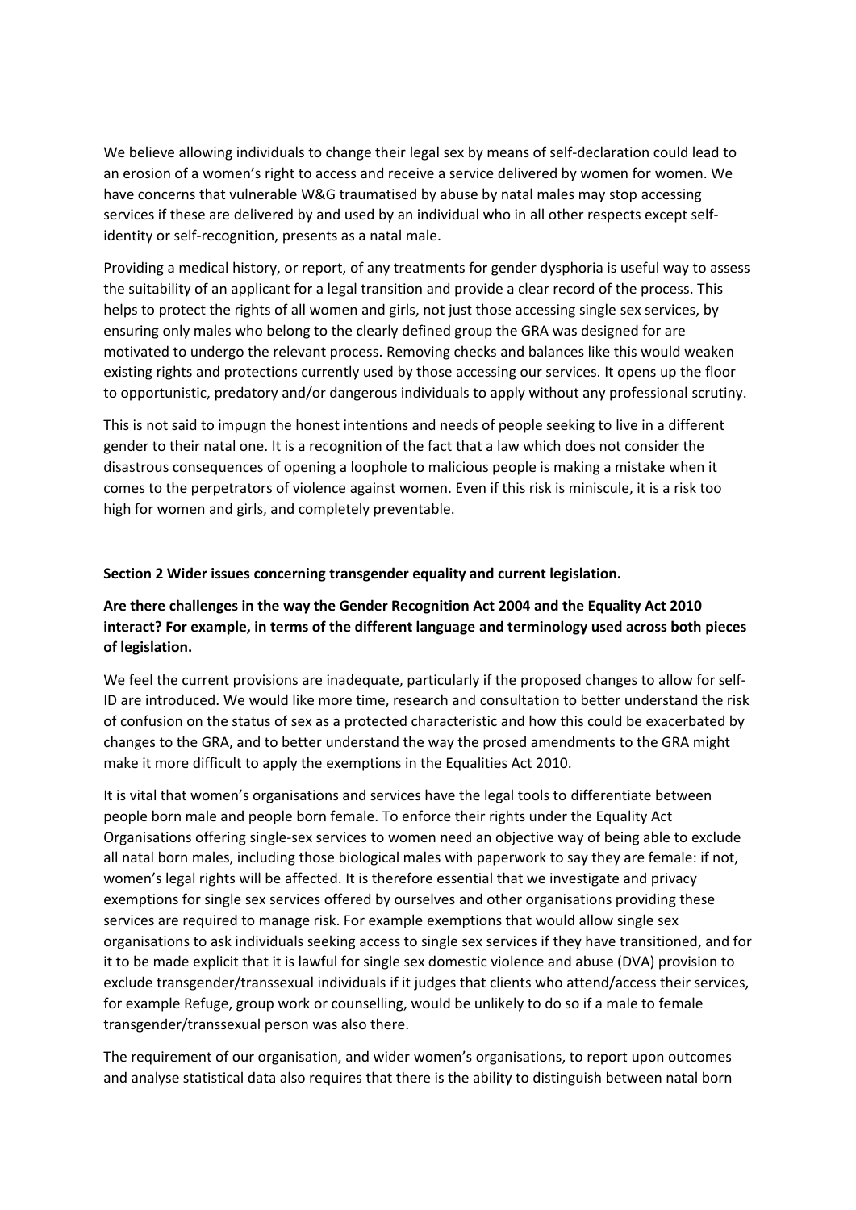We believe allowing individuals to change their legal sex by means of self-declaration could lead to an erosion of a women's right to access and receive a service delivered by women for women. We have concerns that vulnerable W&G traumatised by abuse by natal males may stop accessing services if these are delivered by and used by an individual who in all other respects except self-identity or self-recognition, presents as a natal male.

Providing a medical history, or report, of any treatments for gender dysphoria is useful way to assess the suitability of an applicant for a legal transition and provide a clear record of the process. This helps to protect the rights of all women and girls, not just those accessing single sex services, by ensuring only males who belong to the clearly defined group the GRA was designed for are motivated to undergo the relevant process. Removing checks and balances like this would weaken existing rights and protections currently used by those accessing our services. It opens up the floor to opportunistic, predatory and/or dangerous individuals to apply without any professional scrutiny.

This is not said to impugn the honest intentions and needs of people seeking to live in a different gender to their natal one. It is a recognition of the fact that a law which does not consider the disastrous consequences of opening a loophole to malicious people is making a mistake when it comes to the perpetrators of violence against women. Even if this risk is miniscule, it is a risk too high for women and girls, and completely preventable.

**Section 2 Wider issues concerning transgender equality and current legislation.**

**Are there challenges in the way the Gender Recognition Act 2004 and the Equality Act 2010 interact? For example, in terms of the different language and terminology used across both pieces of legislation.**

We feel the current provisions are inadequate, particularly if the proposed changes to allow for self-ID are introduced. We would like more time, research and consultation to better understand the risk of confusion on the status of sex as a protected characteristic and how this could be exacerbated by changes to the GRA, and to better understand the way the prosed amendments to the GRA might make it more difficult to apply the exemptions in the Equalities Act 2010.

It is vital that women's organisations and services have the legal tools to differentiate between people born male and people born female. To enforce their rights under the Equality Act Organisations offering single-sex services to women need an objective way of being able to exclude all natal born males, including those biological males with paperwork to say they are female: if not, women's legal rights will be affected. It is therefore essential that we investigate and privacy exemptions for single sex services offered by ourselves and other organisations providing these services are required to manage risk. For example exemptions that would allow single sex organisations to ask individuals seeking access to single sex services if they have transitioned, and for it to be made explicit that it is lawful for single sex domestic violence and abuse (DVA) provision to exclude transgender/transsexual individuals if it judges that clients who attend/access their services, for example Refuge, group work or counselling, would be unlikely to do so if a male to female transgender/transsexual person was also there.

The requirement of our organisation, and wider women's organisations, to report upon outcomes and analyse statistical data also requires that there is the ability to distinguish between natal born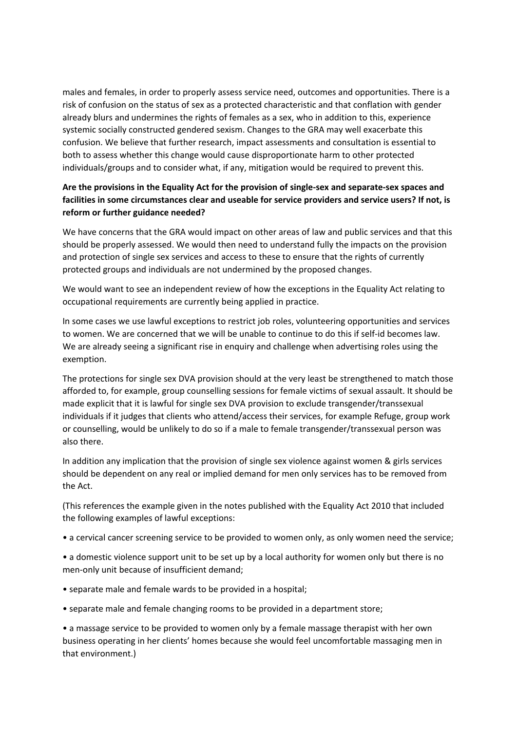males and females, in order to properly assess service need, outcomes and opportunities. There is a risk of confusion on the status of sex as a protected characteristic and that conflation with gender already blurs and undermines the rights of females as a sex, who in addition to this, experience systemic socially constructed gendered sexism. Changes to the GRA may well exacerbate this confusion. We believe that further research, impact assessments and consultation is essential to both to assess whether this change would cause disproportionate harm to other protected individuals/groups and to consider what, if any, mitigation would be required to prevent this.

**Are the provisions in the Equality Act for the provision of single-sex and separate-sex spaces and facilities in some circumstances clear and useable for service providers and service users? If not, is reform or further guidance needed?**

We have concerns that the GRA would impact on other areas of law and public services and that this should be properly assessed. We would then need to understand fully the impacts on the provision and protection of single sex services and access to these to ensure that the rights of currently protected groups and individuals are not undermined by the proposed changes.

We would want to see an independent review of how the exceptions in the Equality Act relating to occupational requirements are currently being applied in practice.

In some cases we use lawful exceptions to restrict job roles, volunteering opportunities and services to women. We are concerned that we will be unable to continue to do this if self-id becomes law. We are already seeing a significant rise in enquiry and challenge when advertising roles using the exemption.

The protections for single sex DVA provision should at the very least be strengthened to match those afforded to, for example, group counselling sessions for female victims of sexual assault. It should be made explicit that it is lawful for single sex DVA provision to exclude transgender/transsexual individuals if it judges that clients who attend/access their services, for example Refuge, group work or counselling, would be unlikely to do so if a male to female transgender/transsexual person was also there.

In addition any implication that the provision of single sex violence against women & girls services should be dependent on any real or implied demand for men only services has to be removed from the Act.

(This references the example given in the notes published with the Equality Act 2010 that included the following examples of lawful exceptions:

- a cervical cancer screening service to be provided to women only, as only women need the service;
- a domestic violence support unit to be set up by a local authority for women only but there is no men-only unit because of insufficient demand;
- separate male and female wards to be provided in a hospital;
- separate male and female changing rooms to be provided in a department store;
- a massage service to be provided to women only by a female massage therapist with her own business operating in her clients' homes because she would feel uncomfortable massaging men in that environment.)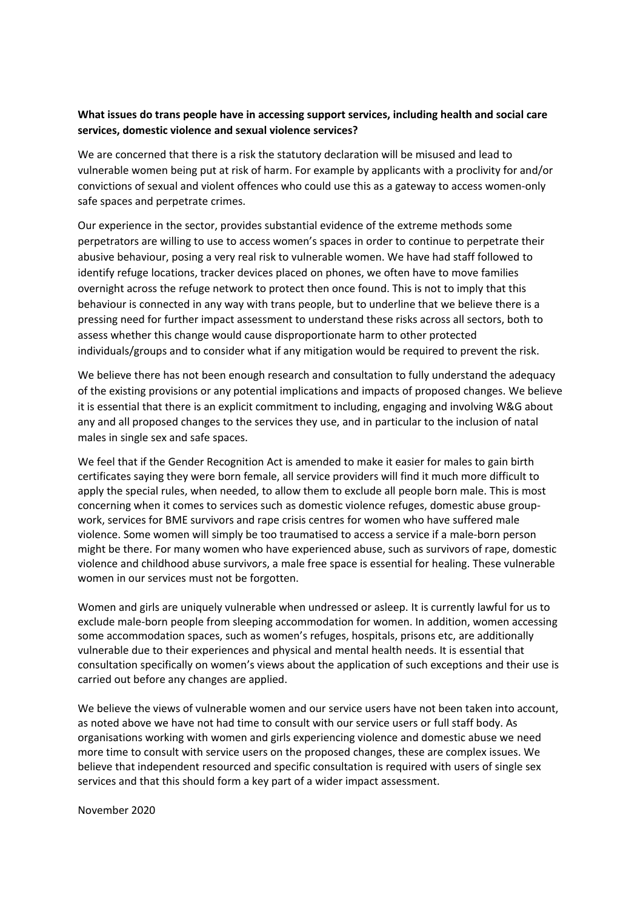**What issues do trans people have in accessing support services, including health and social care services, domestic violence and sexual violence services?**

We are concerned that there is a risk the statutory declaration will be misused and lead to vulnerable women being put at risk of harm. For example by applicants with a proclivity for and/or convictions of sexual and violent offences who could use this as a gateway to access women-only safe spaces and perpetrate crimes.

Our experience in the sector, provides substantial evidence of the extreme methods some perpetrators are willing to use to access women's spaces in order to continue to perpetrate their abusive behaviour, posing a very real risk to vulnerable women. We have had staff followed to identify refuge locations, tracker devices placed on phones, we often have to move families overnight across the refuge network to protect then once found. This is not to imply that this behaviour is connected in any way with trans people, but to underline that we believe there is a pressing need for further impact assessment to understand these risks across all sectors, both to assess whether this change would cause disproportionate harm to other protected individuals/groups and to consider what if any mitigation would be required to prevent the risk.

We believe there has not been enough research and consultation to fully understand the adequacy of the existing provisions or any potential implications and impacts of proposed changes. We believe it is essential that there is an explicit commitment to including, engaging and involving W&G about any and all proposed changes to the services they use, and in particular to the inclusion of natal males in single sex and safe spaces.

We feel that if the Gender Recognition Act is amended to make it easier for males to gain birth certificates saying they were born female, all service providers will find it much more difficult to apply the special rules, when needed, to allow them to exclude all people born male. This is most concerning when it comes to services such as domestic violence refuges, domestic abuse group-work, services for BME survivors and rape crisis centres for women who have suffered male violence. Some women will simply be too traumatised to access a service if a male-born person might be there. For many women who have experienced abuse, such as survivors of rape, domestic violence and childhood abuse survivors, a male free space is essential for healing. These vulnerable women in our services must not be forgotten.

Women and girls are uniquely vulnerable when undressed or asleep. It is currently lawful for us to exclude male-born people from sleeping accommodation for women. In addition, women accessing some accommodation spaces, such as women's refuges, hospitals, prisons etc, are additionally vulnerable due to their experiences and physical and mental health needs. It is essential that consultation specifically on women's views about the application of such exceptions and their use is carried out before any changes are applied.

We believe the views of vulnerable women and our service users have not been taken into account, as noted above we have not had time to consult with our service users or full staff body. As organisations working with women and girls experiencing violence and domestic abuse we need more time to consult with service users on the proposed changes, these are complex issues. We believe that independent resourced and specific consultation is required with users of single sex services and that this should form a key part of a wider impact assessment.

November 2020